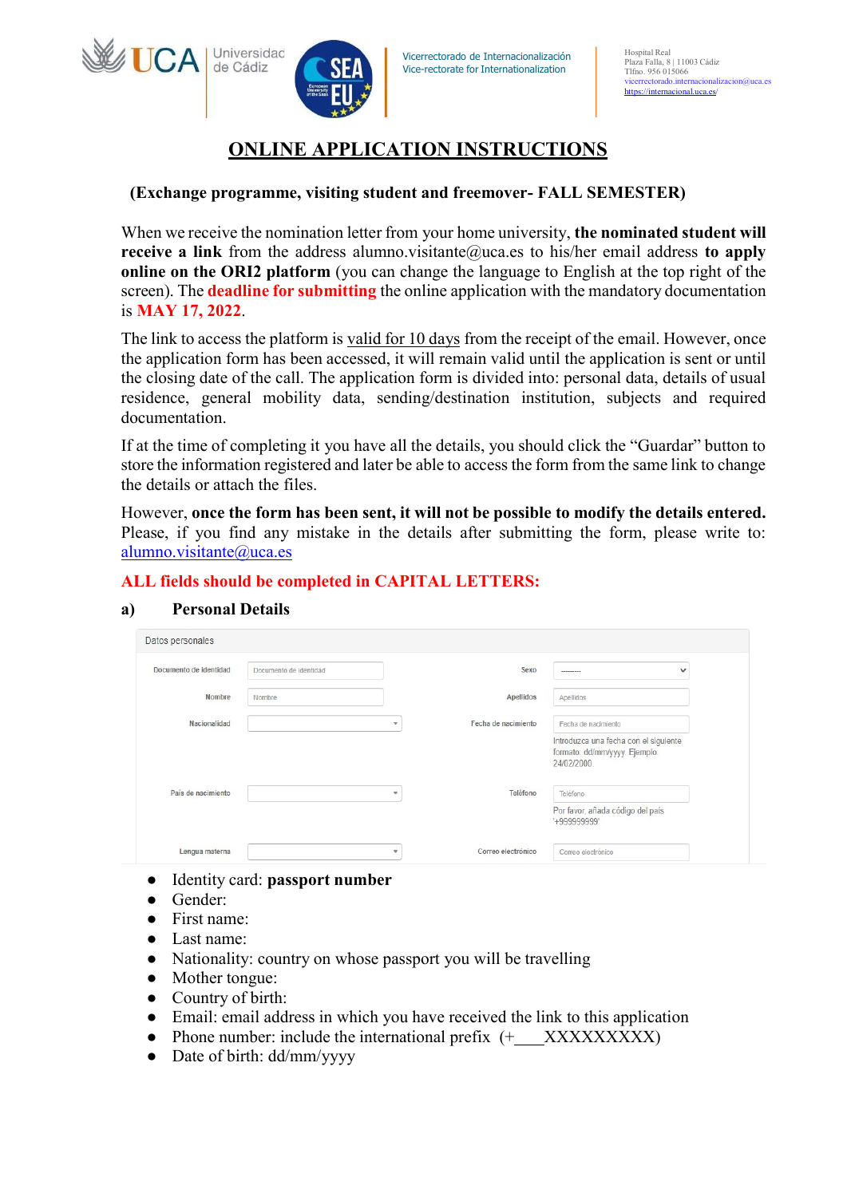Universidad de Cádiz

Vicerrectorado de Internacionalización
Vice-rectorate for Internationalization

Hospital Real
Plaza Falla, 8 | 11003 Cádiz
Tlfno. 956 015066
vicerrectorado.internacionalizacion@uca.es
https://internacional.uca.es/

# ONLINE APPLICATION INSTRUCTIONS

**(Exchange programme, visiting student and freemover- FALL SEMESTER)**

When we receive the nomination letter from your home university, **the nominated student will receive a link** from the address alumno.visitante@uca.es to his/her email address **to apply online on the ORI2 platform** (you can change the language to English at the top right of the screen). The **deadline for submitting** the online application with the mandatory documentation is **MAY 17, 2022**.

The link to access the platform is valid for 10 days from the receipt of the email. However, once the application form has been accessed, it will remain valid until the application is sent or until the closing date of the call. The application form is divided into: personal data, details of usual residence, general mobility data, sending/destination institution, subjects and required documentation.

If at the time of completing it you have all the details, you should click the "Guardar" button to store the information registered and later be able to access the form from the same link to change the details or attach the files.

However, **once the form has been sent, it will not be possible to modify the details entered.** Please, if you find any mistake in the details after submitting the form, please write to: alumno.visitante@uca.es

**ALL fields should be completed in CAPITAL LETTERS:**

**a) Personal Details**

Datos personales

| | | | |
|---|---|---|---|
| Documento de identidad | Documento de identidad | Sexo | -------- |
| Nombre | Nombre | Apellidos | Apellidos |
| Nacionalidad | | Fecha de nacimiento | Fecha de nacimiento<br>Introduzca una fecha con el siguiente formato: dd/mm/yyyy. Ejemplo 24/02/2000. |
| País de nacimiento | | Teléfono | Teléfono<br>Por favor, añada código del país '+999999999' |
| Lengua materna | | Correo electrónico | Correo electrónico |

- Identity card: **passport number**
- Gender:
- First name:
- Last name:
- Nationality: country on whose passport you will be travelling
- Mother tongue:
- Country of birth:
- Email: email address in which you have received the link to this application
- Phone number: include the international prefix (+\_\_\_XXXXXXXXX)
- Date of birth: dd/mm/yyyy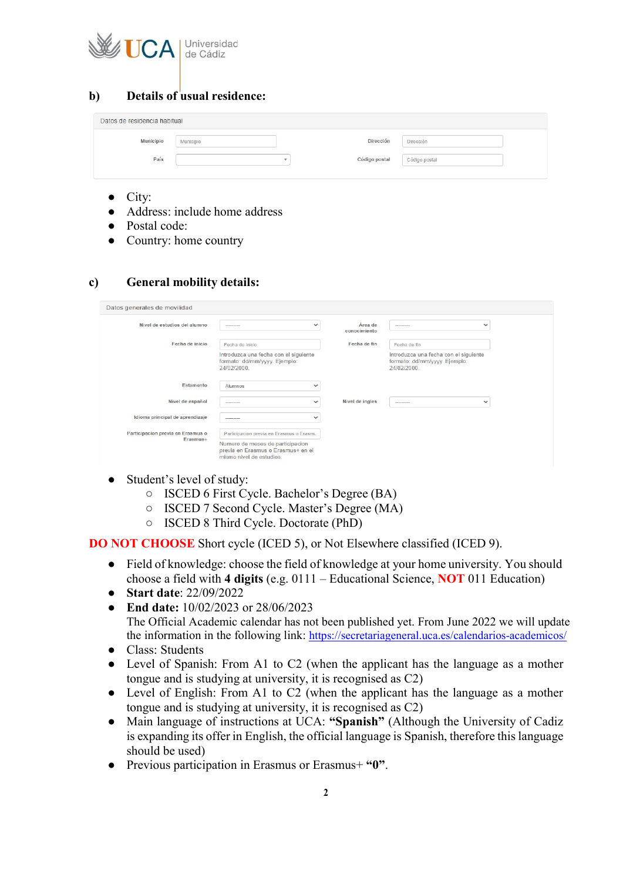**b) Details of usual residence:**

Datos de residencia habitual

| | | | |
|---|---|---|---|
| Municipio | Municipio | Dirección | Dirección |
| País | | Código postal | Código postal |

- City:
- Address: include home address
- Postal code:
- Country: home country

**c) General mobility details:**

Datos generales de movilidad

| | | | |
|---|---|---|---|
| Nivel de estudios del alumno | -------- | Área de conocimiento | -------- |
| Fecha de inicio | Fecha de inicio<br>Introduzca una fecha con el siguiente formato: dd/mm/yyyy. Ejemplo: 24/02/2000. | Fecha de fin | Fecha de fin<br>Introduzca una fecha con el siguiente formato: dd/mm/yyyy. Ejemplo: 24/02/2000. |
| Estamento | Alumnos | | |
| Nivel de español | -------- | Nivel de ingles | -------- |
| Idioma principal de aprendizaje | -------- | | |
| Participacion previa en Erasmus o Erasmus+ | Participacion previa en Erasmus o Erasmu<br>Numero de meses de participacion previa en Erasmus o Erasmus+ en el mismo nivel de estudios. | | |

- Student's level of study:
  - ISCED 6 First Cycle. Bachelor's Degree (BA)
  - ISCED 7 Second Cycle. Master's Degree (MA)
  - ISCED 8 Third Cycle. Doctorate (PhD)

**DO NOT CHOOSE** Short cycle (ICED 5), or Not Elsewhere classified (ICED 9).

- Field of knowledge: choose the field of knowledge at your home university. You should choose a field with **4 digits** (e.g. 0111 – Educational Science, **NOT** 011 Education)
- **Start date**: 22/09/2022
- **End date:** 10/02/2023 or 28/06/2023
  The Official Academic calendar has not been published yet. From June 2022 we will update the information in the following link: https://secretariageneral.uca.es/calendarios-academicos/
- Class: Students
- Level of Spanish: From A1 to C2 (when the applicant has the language as a mother tongue and is studying at university, it is recognised as C2)
- Level of English: From A1 to C2 (when the applicant has the language as a mother tongue and is studying at university, it is recognised as C2)
- Main language of instructions at UCA: **"Spanish"** (Although the University of Cadiz is expanding its offer in English, the official language is Spanish, therefore this language should be used)
- Previous participation in Erasmus or Erasmus+ **"0"**.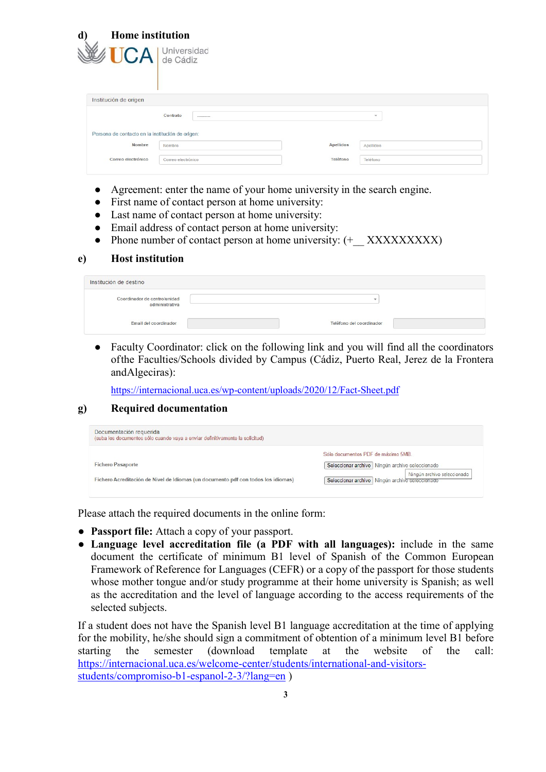## d) Home institution

UCA Universidad de Cádiz

Institución de origen

Contrato

Persona de contacto en la institución de origen:

Nombre | Apellidos

Correo electrónico | Teléfono

- Agreement: enter the name of your home university in the search engine.
- First name of contact person at home university:
- Last name of contact person at home university:
- Email address of contact person at home university:
- Phone number of contact person at home university: (+__ XXXXXXXXX)

## e) Host institution

Institución de destino

Coordinador de centro/unidad administrativa

Email del coordinador | Teléfono del coordinador

- Faculty Coordinator: click on the following link and you will find all the coordinators ofthe Faculties/Schools divided by Campus (Cádiz, Puerto Real, Jerez de la Frontera andAlgeciras):

  https://internacional.uca.es/wp-content/uploads/2020/12/Fact-Sheet.pdf

## g) Required documentation

Documentación requerida
(suba los documentos sólo cuando vaya a enviar definitivamente la solicitud)

Sólo documentos PDF de máximo 5MB.

Fichero Pasaporte — Seleccionar archivo | Ningún archivo seleccionado

Fichero Acreditación de Nivel de Idiomas (un documento pdf con todos los idiomas) — Seleccionar archivo | Ningún archivo seleccionado

Please attach the required documents in the online form:

- **Passport file:** Attach a copy of your passport.
- **Language level accreditation file (a PDF with all languages):** include in the same document the certificate of minimum B1 level of Spanish of the Common European Framework of Reference for Languages (CEFR) or a copy of the passport for those students whose mother tongue and/or study programme at their home university is Spanish; as well as the accreditation and the level of language according to the access requirements of the selected subjects.

If a student does not have the Spanish level B1 language accreditation at the time of applying for the mobility, he/she should sign a commitment of obtention of a minimum level B1 before starting the semester (download template at the website of the call: https://internacional.uca.es/welcome-center/students/international-and-visitors-students/compromiso-b1-espanol-2-3/?lang=en )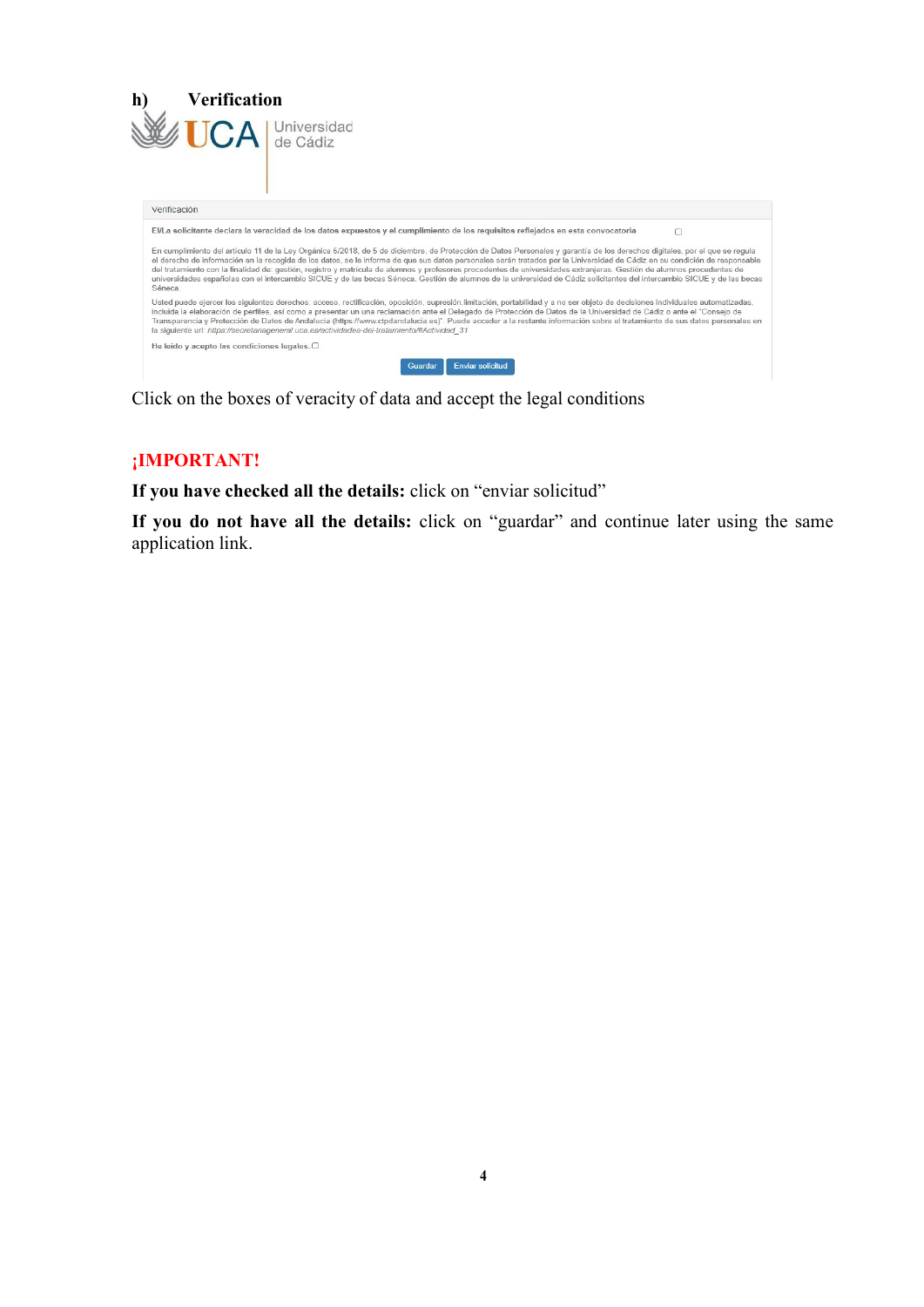## h) Verification

UCA | Universidad de Cádiz

Verificación

**El/La solicitante declara la veracidad de los datos expuestos y el cumplimiento de los requisitos reflejados en esta convocatoria** ☐

En cumplimiento del artículo 11 de la Ley Orgánica 5/2018, de 5 de diciembre, de Protección de Datos Personales y garantía de los derechos digitales, por el que se regula el derecho de información en la recogida de los datos, se le informa de que sus datos personales serán tratados por la Universidad de Cádiz en su condición de responsable del tratamiento con la finalidad de: gestión, registro y matrícula de alumnos y profesores procedentes de universidades extranjeras. Gestión de alumnos procedentes de universidades españolas con el intercambio SICUE y de las becas Séneca. Gestión de alumnos de la universidad de Cádiz solicitantes del intercambio SICUE y de las becas Séneca.

Usted puede ejercer los siguientes derechos: acceso, rectificación, oposición, supresión, limitación, portabilidad y a no ser objeto de decisiones individuales automatizadas, incluida la elaboración de perfiles, así como a presentar un una reclamación ante el Delegado de Protección de Datos de la Universidad de Cádiz o ante el "Consejo de Transparencia y Protección de Datos de Andalucía (https://www.ctpdandalucia.es)". Puede acceder a la restante información sobre el tratamiento de sus datos personales en la siguiente url: *https://secretariageneral.uca.es/actividades-del-tratamiento/#Actividad_31*

He leído y acepto las condiciones legales. ☐

Guardar | Enviar solicitud

Click on the boxes of veracity of data and accept the legal conditions

**¡IMPORTANT!**

**If you have checked all the details:** click on "enviar solicitud"

**If you do not have all the details:** click on "guardar" and continue later using the same application link.